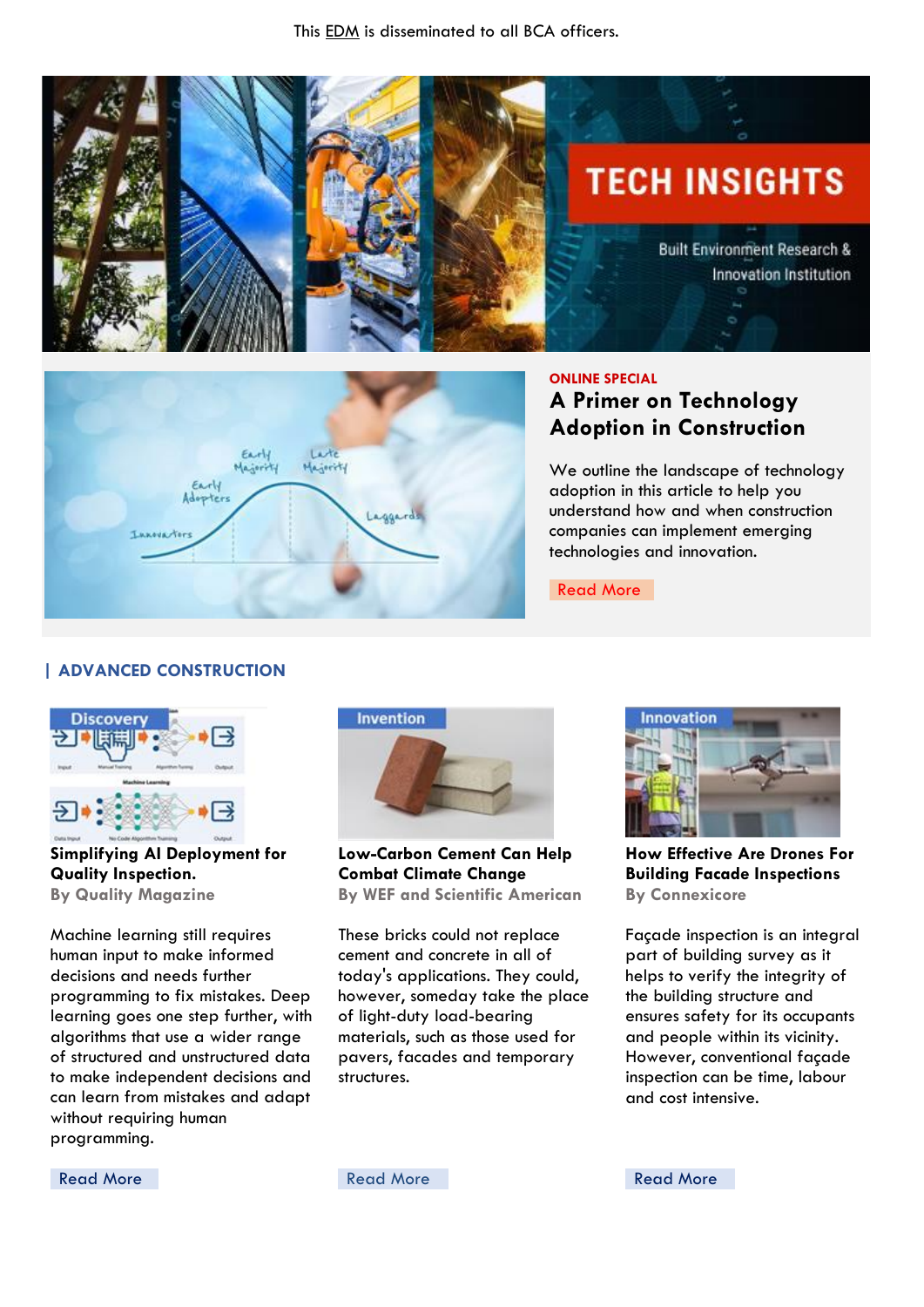This EDM is disseminated to all BCA officers.

# TECH INSIGHTS

Built Environment Research & Innovation Institution

ONLINE SPECIAL

## A Primer on Technology Adoption in Construction

We outline the landscape of technology adoption in this article to help you understand how and when construction companies can implement emerging technologies and innovation.

Read More

## | ADVANCED CONSTRUCTION

Discovery

### Simplifying AI Deployment for Quality Inspection.

**By Quality Magazine**

Machine learning still requires human input to make informed decisions and needs further programming to fix mistakes. Deep learning goes one step further, with algorithms that use a wider range of structured and unstructured data to make independent decisions and can learn from mistakes and adapt without requiring human programming.

Read More

Invention

### Low-Carbon Cement Can Help Combat Climate Change

**By WEF and Scientific American**

These bricks could not replace cement and concrete in all of today's applications. They could, however, someday take the place of light-duty load-bearing materials, such as those used for pavers, facades and temporary structures.

Read More

Innovation

### How Effective Are Drones For Building Facade Inspections

**By Connexicore**

Façade inspection is an integral part of building survey as it helps to verify the integrity of the building structure and ensures safety for its occupants and people within its vicinity. However, conventional façade inspection can be time, labour and cost intensive.

Read More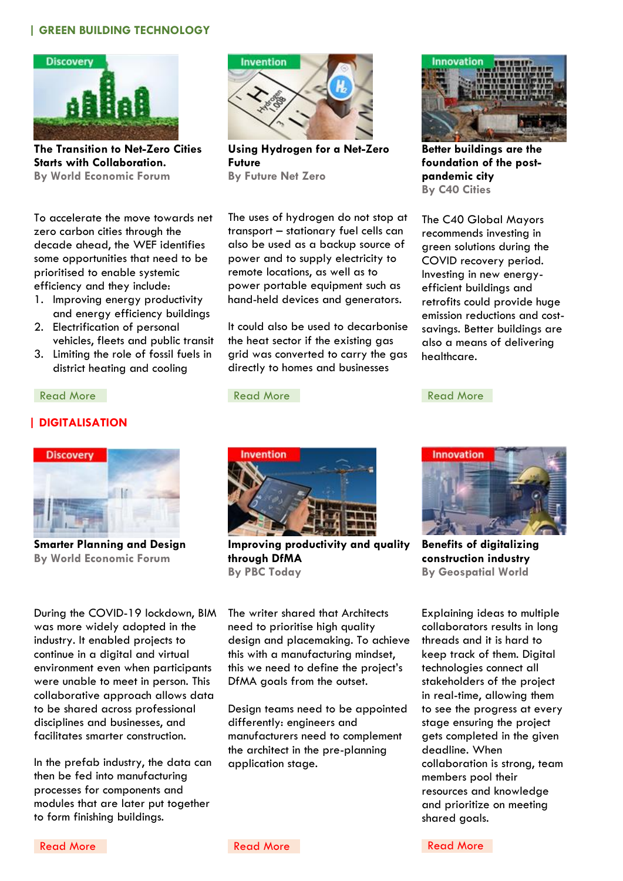## | GREEN BUILDING TECHNOLOGY

Discovery

**The Transition to Net-Zero Cities Starts with Collaboration.**
**By World Economic Forum**

To accelerate the move towards net zero carbon cities through the decade ahead, the WEF identifies some opportunities that need to be prioritised to enable systemic efficiency and they include:

1. Improving energy productivity and energy efficiency buildings
2. Electrification of personal vehicles, fleets and public transit
3. Limiting the role of fossil fuels in district heating and cooling

Read More

Invention

**Using Hydrogen for a Net-Zero Future**
**By Future Net Zero**

The uses of hydrogen do not stop at transport – stationary fuel cells can also be used as a backup source of power and to supply electricity to remote locations, as well as to power portable equipment such as hand-held devices and generators.

It could also be used to decarbonise the heat sector if the existing gas grid was converted to carry the gas directly to homes and businesses

Read More

Innovation

**Better buildings are the foundation of the post-pandemic city**
**By C40 Cities**

The C40 Global Mayors recommends investing in green solutions during the COVID recovery period. Investing in new energy-efficient buildings and retrofits could provide huge emission reductions and cost-savings. Better buildings are also a means of delivering healthcare.

Read More

## | DIGITALISATION

Discovery

**Smarter Planning and Design**
**By World Economic Forum**

During the COVID-19 lockdown, BIM was more widely adopted in the industry. It enabled projects to continue in a digital and virtual environment even when participants were unable to meet in person. This collaborative approach allows data to be shared across professional disciplines and businesses, and facilitates smarter construction.

In the prefab industry, the data can then be fed into manufacturing processes for components and modules that are later put together to form finishing buildings.

Read More

Invention

**Improving productivity and quality through DfMA**
**By PBC Today**

The writer shared that Architects need to prioritise high quality design and placemaking. To achieve this with a manufacturing mindset, this we need to define the project's DfMA goals from the outset.

Design teams need to be appointed differently: engineers and manufacturers need to complement the architect in the pre-planning application stage.

Read More

Innovation

**Benefits of digitalizing construction industry**
**By Geospatial World**

Explaining ideas to multiple collaborators results in long threads and it is hard to keep track of them. Digital technologies connect all stakeholders of the project in real-time, allowing them to see the progress at every stage ensuring the project gets completed in the given deadline. When collaboration is strong, team members pool their resources and knowledge and prioritize on meeting shared goals.

Read More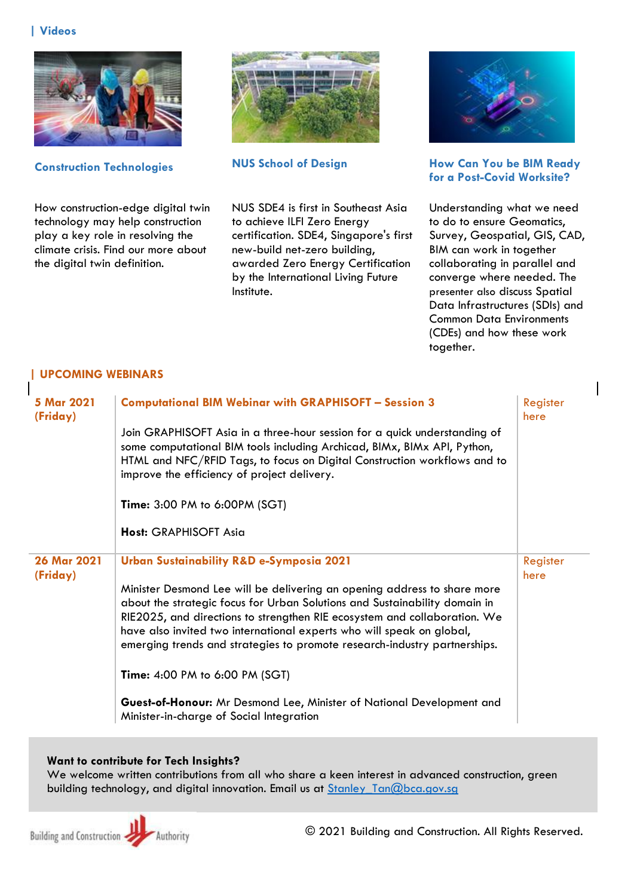## | Videos

### Construction Technologies

How construction-edge digital twin technology may help construction play a key role in resolving the climate crisis. Find our more about the digital twin definition.

### NUS School of Design

NUS SDE4 is first in Southeast Asia to achieve ILFI Zero Energy certification. SDE4, Singapore's first new-build net-zero building, awarded Zero Energy Certification by the International Living Future Institute.

### How Can You be BIM Ready for a Post-Covid Worksite?

Understanding what we need to do to ensure Geomatics, Survey, Geospatial, GIS, CAD, BIM can work in together collaborating in parallel and converge where needed. The presenter also discuss Spatial Data Infrastructures (SDIs) and Common Data Environments (CDEs) and how these work together.

## | UPCOMING WEBINARS

| | | |
|---|---|---|
| **5 Mar 2021 (Friday)** | **Computational BIM Webinar with GRAPHISOFT – Session 3**<br><br>Join GRAPHISOFT Asia in a three-hour session for a quick understanding of some computational BIM tools including Archicad, BIMx, BIMx API, Python, HTML and NFC/RFID Tags, to focus on Digital Construction workflows and to improve the efficiency of project delivery.<br><br>**Time:** 3:00 PM to 6:00PM (SGT)<br><br>**Host:** GRAPHISOFT Asia | Register here |
| **26 Mar 2021 (Friday)** | **Urban Sustainability R&D e-Symposia 2021**<br><br>Minister Desmond Lee will be delivering an opening address to share more about the strategic focus for Urban Solutions and Sustainability domain in RIE2025, and directions to strengthen RIE ecosystem and collaboration. We have also invited two international experts who will speak on global, emerging trends and strategies to promote research-industry partnerships.<br><br>**Time:** 4:00 PM to 6:00 PM (SGT)<br><br>**Guest-of-Honour:** Mr Desmond Lee, Minister of National Development and Minister-in-charge of Social Integration | Register here |

**Want to contribute for Tech Insights?**
We welcome written contributions from all who share a keen interest in advanced construction, green building technology, and digital innovation. Email us at Stanley_Tan@bca.gov.sg

Building and Construction Authority

© 2021 Building and Construction. All Rights Reserved.